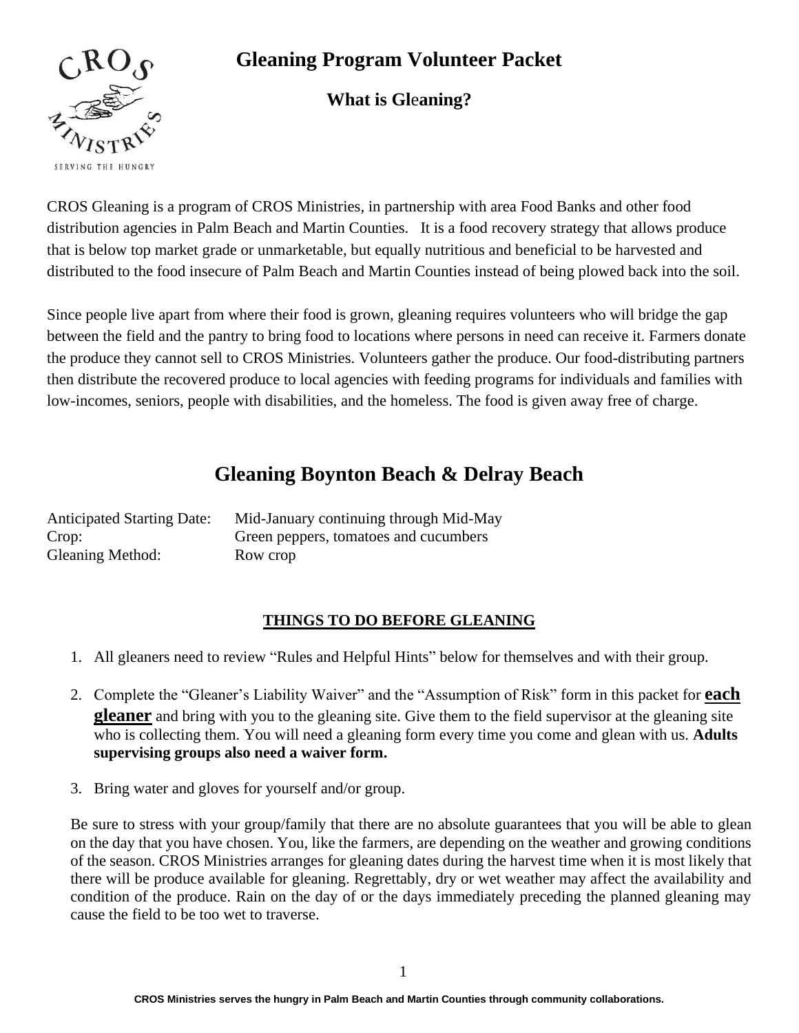# Gleaning Program Volunteer Packet

## What is Gleaning?

CROS Gleaning is a program of CROS Ministries, in partnership with area Food Banks and other food distribution agencies in Palm Beach and Martin Counties. It is a food recovery strategy that allows produce that is below top market grade or unmarketable, but equally nutritious and beneficial to be harvested and distributed to the food insecure of Palm Beach and Martin Counties instead of being plowed back into the soil.

Since people live apart from where their food is grown, gleaning requires volunteers who will bridge the gap between the field and the pantry to bring food to locations where persons in need can receive it. Farmers donate the produce they cannot sell to CROS Ministries. Volunteers gather the produce. Our food-distributing partners then distribute the recovered produce to local agencies with feeding programs for individuals and families with low-incomes, seniors, people with disabilities, and the homeless. The food is given away free of charge.

## Gleaning Boynton Beach & Delray Beach

Anticipated Starting Date: Mid-January continuing through Mid-May
Crop: Green peppers, tomatoes and cucumbers
Gleaning Method: Row crop

### THINGS TO DO BEFORE GLEANING

1. All gleaners need to review "Rules and Helpful Hints" below for themselves and with their group.
2. Complete the "Gleaner's Liability Waiver" and the "Assumption of Risk" form in this packet for **each gleaner** and bring with you to the gleaning site. Give them to the field supervisor at the gleaning site who is collecting them. You will need a gleaning form every time you come and glean with us. **Adults supervising groups also need a waiver form.**
3. Bring water and gloves for yourself and/or group.

Be sure to stress with your group/family that there are no absolute guarantees that you will be able to glean on the day that you have chosen. You, like the farmers, are depending on the weather and growing conditions of the season. CROS Ministries arranges for gleaning dates during the harvest time when it is most likely that there will be produce available for gleaning. Regrettably, dry or wet weather may affect the availability and condition of the produce. Rain on the day of or the days immediately preceding the planned gleaning may cause the field to be too wet to traverse.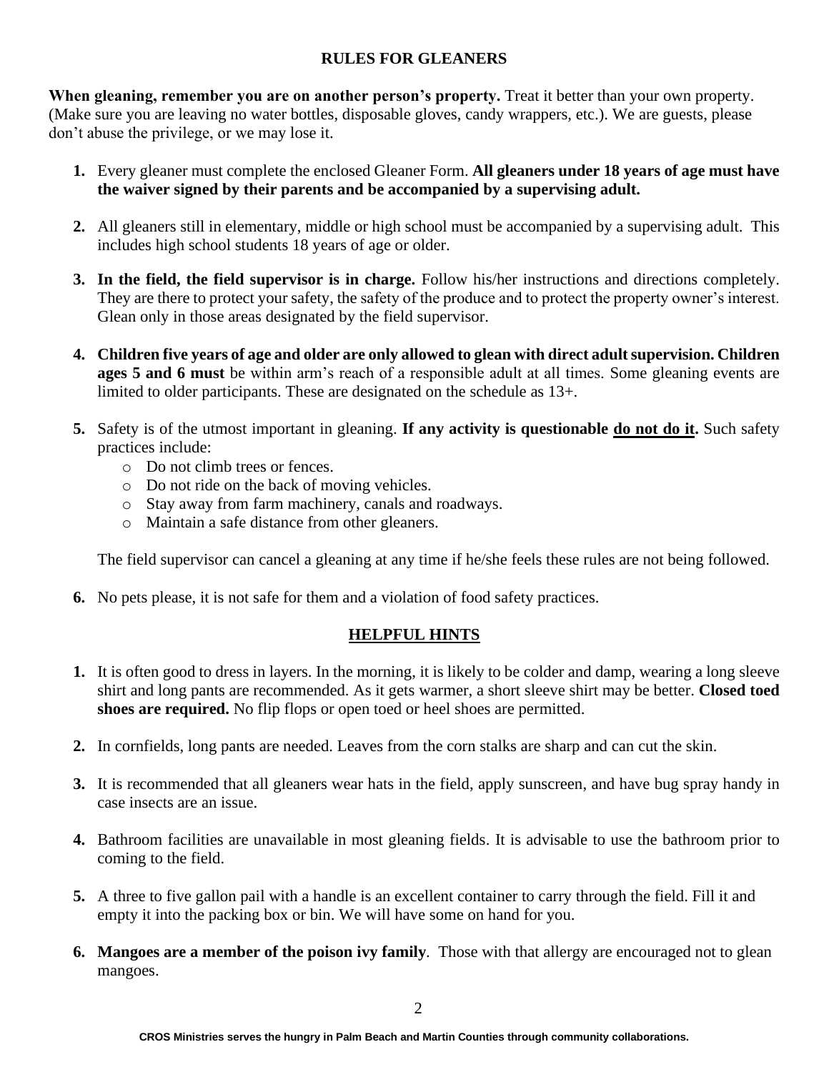## RULES FOR GLEANERS

**When gleaning, remember you are on another person's property.** Treat it better than your own property. (Make sure you are leaving no water bottles, disposable gloves, candy wrappers, etc.). We are guests, please don't abuse the privilege, or we may lose it.

1. Every gleaner must complete the enclosed Gleaner Form. **All gleaners under 18 years of age must have the waiver signed by their parents and be accompanied by a supervising adult.**

2. All gleaners still in elementary, middle or high school must be accompanied by a supervising adult. This includes high school students 18 years of age or older.

3. **In the field, the field supervisor is in charge.** Follow his/her instructions and directions completely. They are there to protect your safety, the safety of the produce and to protect the property owner's interest. Glean only in those areas designated by the field supervisor.

4. **Children five years of age and older are only allowed to glean with direct adult supervision. Children ages 5 and 6 must** be within arm's reach of a responsible adult at all times. Some gleaning events are limited to older participants. These are designated on the schedule as 13+.

5. Safety is of the utmost important in gleaning. **If any activity is questionable <u>do not do it</u>.** Such safety practices include:
   - Do not climb trees or fences.
   - Do not ride on the back of moving vehicles.
   - Stay away from farm machinery, canals and roadways.
   - Maintain a safe distance from other gleaners.

   The field supervisor can cancel a gleaning at any time if he/she feels these rules are not being followed.

6. No pets please, it is not safe for them and a violation of food safety practices.

## HELPFUL HINTS

1. It is often good to dress in layers. In the morning, it is likely to be colder and damp, wearing a long sleeve shirt and long pants are recommended. As it gets warmer, a short sleeve shirt may be better. **Closed toed shoes are required.** No flip flops or open toed or heel shoes are permitted.

2. In cornfields, long pants are needed. Leaves from the corn stalks are sharp and can cut the skin.

3. It is recommended that all gleaners wear hats in the field, apply sunscreen, and have bug spray handy in case insects are an issue.

4. Bathroom facilities are unavailable in most gleaning fields. It is advisable to use the bathroom prior to coming to the field.

5. A three to five gallon pail with a handle is an excellent container to carry through the field. Fill it and empty it into the packing box or bin. We will have some on hand for you.

6. **Mangoes are a member of the poison ivy family**. Those with that allergy are encouraged not to glean mangoes.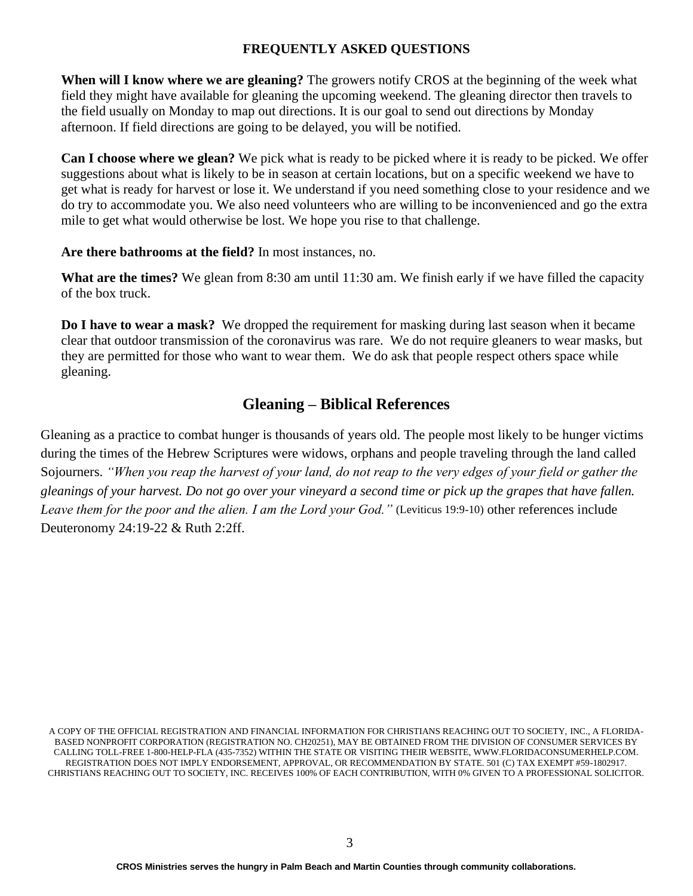## FREQUENTLY ASKED QUESTIONS

**When will I know where we are gleaning?** The growers notify CROS at the beginning of the week what field they might have available for gleaning the upcoming weekend. The gleaning director then travels to the field usually on Monday to map out directions. It is our goal to send out directions by Monday afternoon. If field directions are going to be delayed, you will be notified.

**Can I choose where we glean?** We pick what is ready to be picked where it is ready to be picked. We offer suggestions about what is likely to be in season at certain locations, but on a specific weekend we have to get what is ready for harvest or lose it. We understand if you need something close to your residence and we do try to accommodate you. We also need volunteers who are willing to be inconvenienced and go the extra mile to get what would otherwise be lost. We hope you rise to that challenge.

**Are there bathrooms at the field?** In most instances, no.

**What are the times?** We glean from 8:30 am until 11:30 am. We finish early if we have filled the capacity of the box truck.

**Do I have to wear a mask?** We dropped the requirement for masking during last season when it became clear that outdoor transmission of the coronavirus was rare. We do not require gleaners to wear masks, but they are permitted for those who want to wear them. We do ask that people respect others space while gleaning.

## Gleaning – Biblical References

Gleaning as a practice to combat hunger is thousands of years old. The people most likely to be hunger victims during the times of the Hebrew Scriptures were widows, orphans and people traveling through the land called Sojourners. *"When you reap the harvest of your land, do not reap to the very edges of your field or gather the gleanings of your harvest. Do not go over your vineyard a second time or pick up the grapes that have fallen. Leave them for the poor and the alien. I am the Lord your God."* (Leviticus 19:9-10) other references include Deuteronomy 24:19-22 & Ruth 2:2ff.

A COPY OF THE OFFICIAL REGISTRATION AND FINANCIAL INFORMATION FOR CHRISTIANS REACHING OUT TO SOCIETY, INC., A FLORIDA-BASED NONPROFIT CORPORATION (REGISTRATION NO. CH20251), MAY BE OBTAINED FROM THE DIVISION OF CONSUMER SERVICES BY CALLING TOLL-FREE 1-800-HELP-FLA (435-7352) WITHIN THE STATE OR VISITING THEIR WEBSITE, WWW.FLORIDACONSUMERHELP.COM. REGISTRATION DOES NOT IMPLY ENDORSEMENT, APPROVAL, OR RECOMMENDATION BY STATE. 501 (C) TAX EXEMPT #59-1802917. CHRISTIANS REACHING OUT TO SOCIETY, INC. RECEIVES 100% OF EACH CONTRIBUTION, WITH 0% GIVEN TO A PROFESSIONAL SOLICITOR.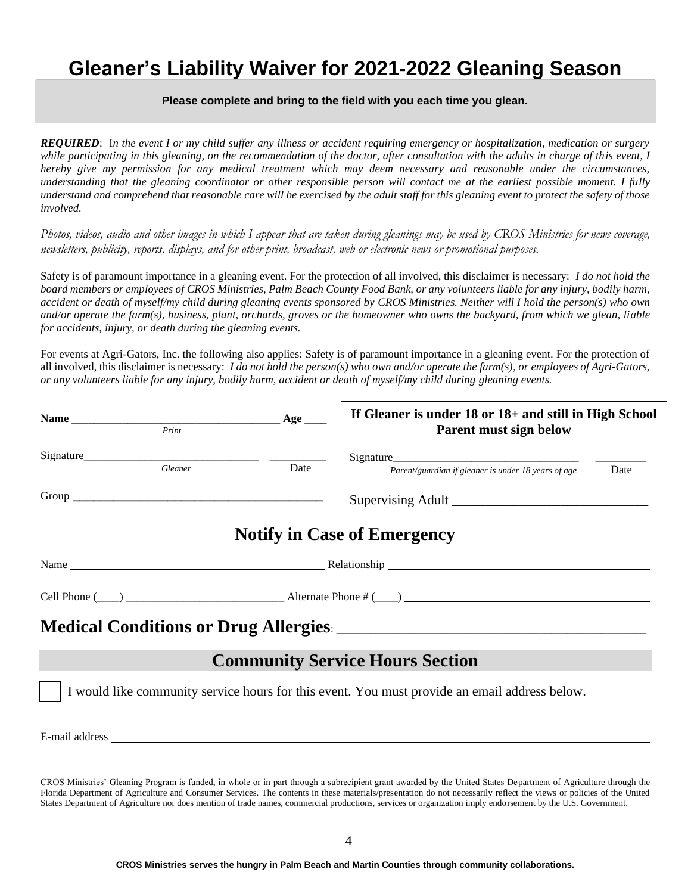# Gleaner's Liability Waiver for 2021-2022 Gleaning Season

**Please complete and bring to the field with you each time you glean.**

***REQUIRED***: *In the event I or my child suffer any illness or accident requiring emergency or hospitalization, medication or surgery while participating in this gleaning, on the recommendation of the doctor, after consultation with the adults in charge of this event, I hereby give my permission for any medical treatment which may deem necessary and reasonable under the circumstances, understanding that the gleaning coordinator or other responsible person will contact me at the earliest possible moment. I fully understand and comprehend that reasonable care will be exercised by the adult staff for this gleaning event to protect the safety of those involved.*

*Photos, videos, audio and other images in which I appear that are taken during gleanings may be used by CROS Ministries for news coverage, newsletters, publicity, reports, displays, and for other print, broadcast, web or electronic news or promotional purposes.*

Safety is of paramount importance in a gleaning event. For the protection of all involved, this disclaimer is necessary: *I do not hold the board members or employees of CROS Ministries, Palm Beach County Food Bank, or any volunteers liable for any injury, bodily harm, accident or death of myself/my child during gleaning events sponsored by CROS Ministries. Neither will I hold the person(s) who own and/or operate the farm(s), business, plant, orchards, groves or the homeowner who owns the backyard, from which we glean, liable for accidents, injury, or death during the gleaning events.*

For events at Agri-Gators, Inc. the following also applies: Safety is of paramount importance in a gleaning event. For the protection of all involved, this disclaimer is necessary: *I do not hold the person(s) who own and/or operate the farm(s), or employees of Agri-Gators, or any volunteers liable for any injury, bodily harm, accident or death of myself/my child during gleaning events.*

**Name** ____________________________________ **Age** ____
*Print*

Signature______________________________ __________
*Gleaner* Date

Group ________________________________________

**If Gleaner is under 18 or 18+ and still in High School Parent must sign below**

Signature________________________________ ________
*Parent/guardian if gleaner is under 18 years of age* Date

Supervising Adult ______________________________

## Notify in Case of Emergency

Name ______________________________________ Relationship ______________________________________

Cell Phone (____) ___________________________ Alternate Phone # (____) ___________________________

## Medical Conditions or Drug Allergies: ____________________________________________

## Community Service Hours Section

☐ I would like community service hours for this event. You must provide an email address below.

E-mail address ______________________________________________________________________

CROS Ministries' Gleaning Program is funded, in whole or in part through a subrecipient grant awarded by the United States Department of Agriculture through the Florida Department of Agriculture and Consumer Services. The contents in these materials/presentation do not necessarily reflect the views or policies of the United States Department of Agriculture nor does mention of trade names, commercial productions, services or organization imply endorsement by the U.S. Government.

**CROS Ministries serves the hungry in Palm Beach and Martin Counties through community collaborations.**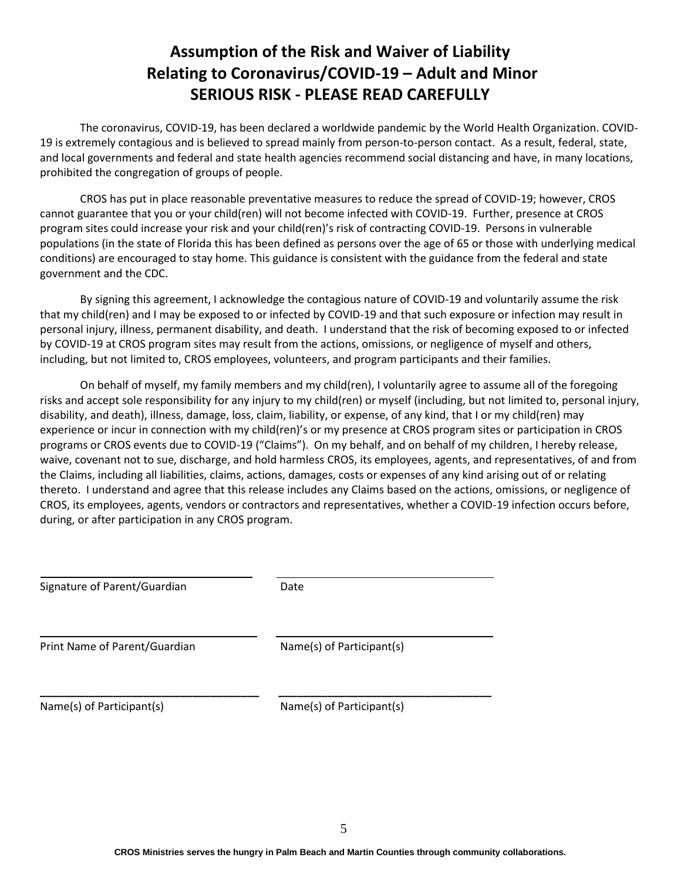# Assumption of the Risk and Waiver of Liability Relating to Coronavirus/COVID-19 – Adult and Minor

## SERIOUS RISK - PLEASE READ CAREFULLY

The coronavirus, COVID-19, has been declared a worldwide pandemic by the World Health Organization. COVID-19 is extremely contagious and is believed to spread mainly from person-to-person contact. As a result, federal, state, and local governments and federal and state health agencies recommend social distancing and have, in many locations, prohibited the congregation of groups of people.

CROS has put in place reasonable preventative measures to reduce the spread of COVID-19; however, CROS cannot guarantee that you or your child(ren) will not become infected with COVID-19. Further, presence at CROS program sites could increase your risk and your child(ren)'s risk of contracting COVID-19. Persons in vulnerable populations (in the state of Florida this has been defined as persons over the age of 65 or those with underlying medical conditions) are encouraged to stay home. This guidance is consistent with the guidance from the federal and state government and the CDC.

By signing this agreement, I acknowledge the contagious nature of COVID-19 and voluntarily assume the risk that my child(ren) and I may be exposed to or infected by COVID-19 and that such exposure or infection may result in personal injury, illness, permanent disability, and death. I understand that the risk of becoming exposed to or infected by COVID-19 at CROS program sites may result from the actions, omissions, or negligence of myself and others, including, but not limited to, CROS employees, volunteers, and program participants and their families.

On behalf of myself, my family members and my child(ren), I voluntarily agree to assume all of the foregoing risks and accept sole responsibility for any injury to my child(ren) or myself (including, but not limited to, personal injury, disability, and death), illness, damage, loss, claim, liability, or expense, of any kind, that I or my child(ren) may experience or incur in connection with my child(ren)'s or my presence at CROS program sites or participation in CROS programs or CROS events due to COVID-19 ("Claims"). On my behalf, and on behalf of my children, I hereby release, waive, covenant not to sue, discharge, and hold harmless CROS, its employees, agents, and representatives, of and from the Claims, including all liabilities, claims, actions, damages, costs or expenses of any kind arising out of or relating thereto. I understand and agree that this release includes any Claims based on the actions, omissions, or negligence of CROS, its employees, agents, vendors or contractors and representatives, whether a COVID-19 infection occurs before, during, or after participation in any CROS program.

| | |
|---|---|
| ______________________________ | ______________________________ |
| Signature of Parent/Guardian | Date |
| ______________________________ | ______________________________ |
| Print Name of Parent/Guardian | Name(s) of Participant(s) |
| ______________________________ | ______________________________ |
| Name(s) of Participant(s) | Name(s) of Participant(s) |

**CROS Ministries serves the hungry in Palm Beach and Martin Counties through community collaborations.**